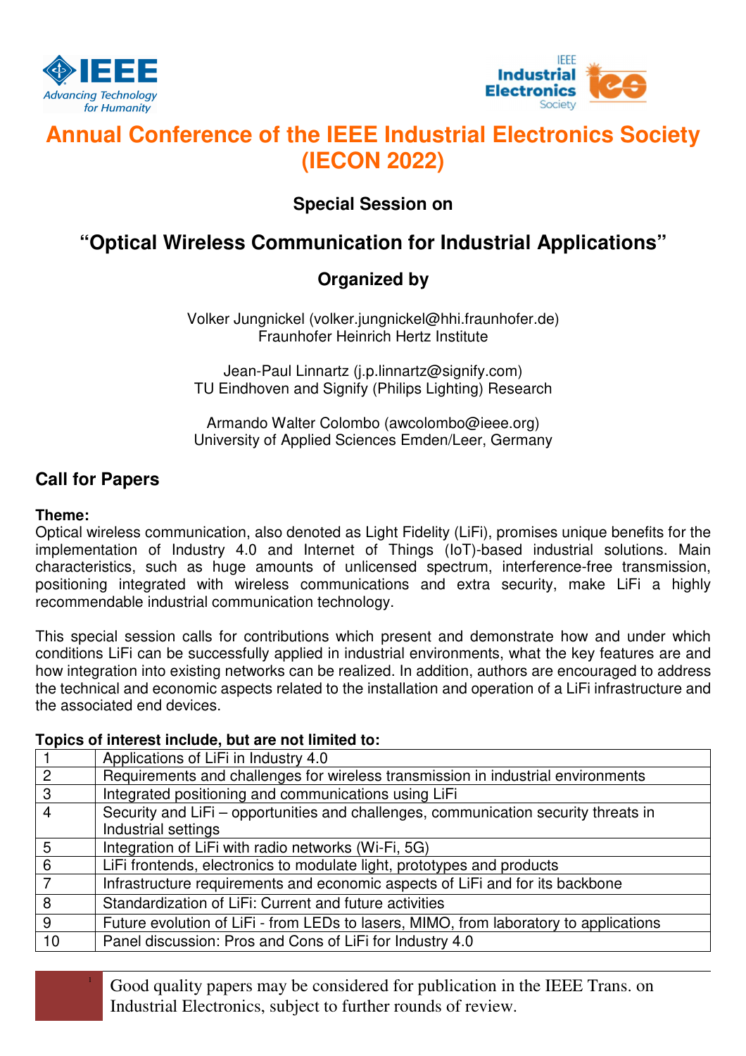# Annual Conference of the IEEE Industrial Electronics Society (IECON 2022)

### Special Session on

## "Optical Wireless Communication for Industrial Applications"

### Organized by

Volker Jungnickel (volker.jungnickel@hhi.fraunhofer.de)
Fraunhofer Heinrich Hertz Institute

Jean-Paul Linnartz (j.p.linnartz@signify.com)
TU Eindhoven and Signify (Philips Lighting) Research

Armando Walter Colombo (awcolombo@ieee.org)
University of Applied Sciences Emden/Leer, Germany

## Call for Papers

**Theme:**
Optical wireless communication, also denoted as Light Fidelity (LiFi), promises unique benefits for the implementation of Industry 4.0 and Internet of Things (IoT)-based industrial solutions. Main characteristics, such as huge amounts of unlicensed spectrum, interference-free transmission, positioning integrated with wireless communications and extra security, make LiFi a highly recommendable industrial communication technology.

This special session calls for contributions which present and demonstrate how and under which conditions LiFi can be successfully applied in industrial environments, what the key features are and how integration into existing networks can be realized. In addition, authors are encouraged to address the technical and economic aspects related to the installation and operation of a LiFi infrastructure and the associated end devices.

**Topics of interest include, but are not limited to:**

| | |
|---|---|
| 1 | Applications of LiFi in Industry 4.0 |
| 2 | Requirements and challenges for wireless transmission in industrial environments |
| 3 | Integrated positioning and communications using LiFi |
| 4 | Security and LiFi – opportunities and challenges, communication security threats in Industrial settings |
| 5 | Integration of LiFi with radio networks (Wi-Fi, 5G) |
| 6 | LiFi frontends, electronics to modulate light, prototypes and products |
| 7 | Infrastructure requirements and economic aspects of LiFi and for its backbone |
| 8 | Standardization of LiFi: Current and future activities |
| 9 | Future evolution of LiFi - from LEDs to lasers, MIMO, from laboratory to applications |
| 10 | Panel discussion: Pros and Cons of LiFi for Industry 4.0 |

Good quality papers may be considered for publication in the IEEE Trans. on Industrial Electronics, subject to further rounds of review.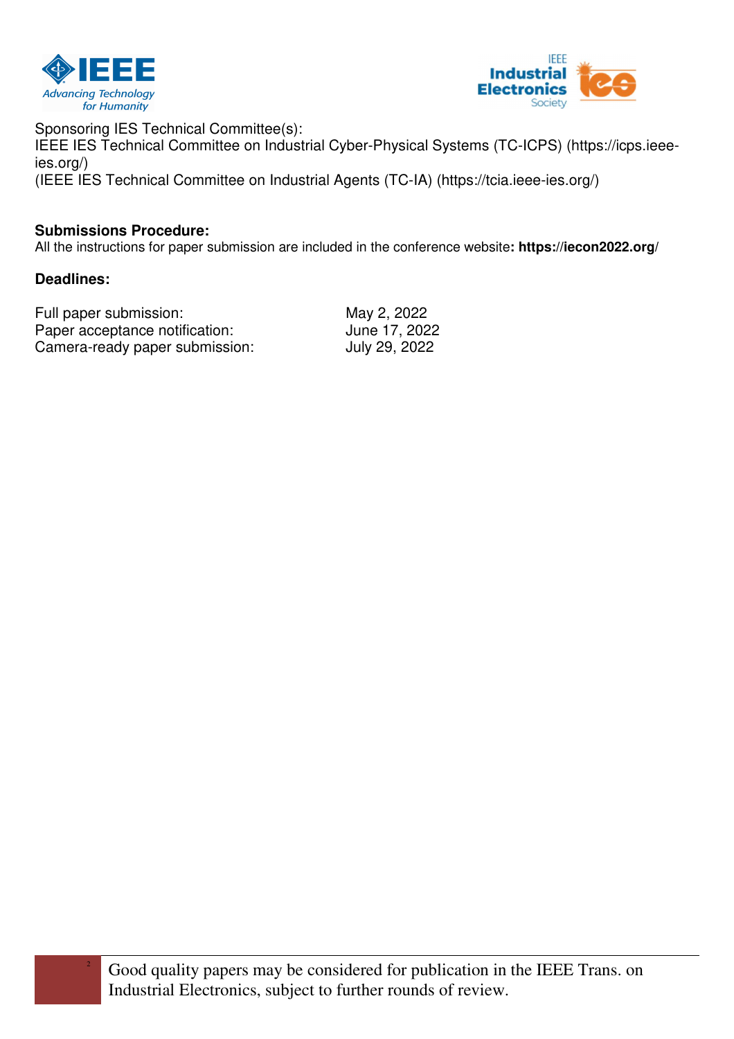Sponsoring IES Technical Committee(s):
IEEE IES Technical Committee on Industrial Cyber-Physical Systems (TC-ICPS) (https://icps.ieee-ies.org/)
(IEEE IES Technical Committee on Industrial Agents (TC-IA) (https://tcia.ieee-ies.org/)

**Submissions Procedure:**
All the instructions for paper submission are included in the conference website**: https://iecon2022.org**/

**Deadlines:**

| | |
|---|---|
| Full paper submission: | May 2, 2022 |
| Paper acceptance notification: | June 17, 2022 |
| Camera-ready paper submission: | July 29, 2022 |

[2] Good quality papers may be considered for publication in the IEEE Trans. on Industrial Electronics, subject to further rounds of review.